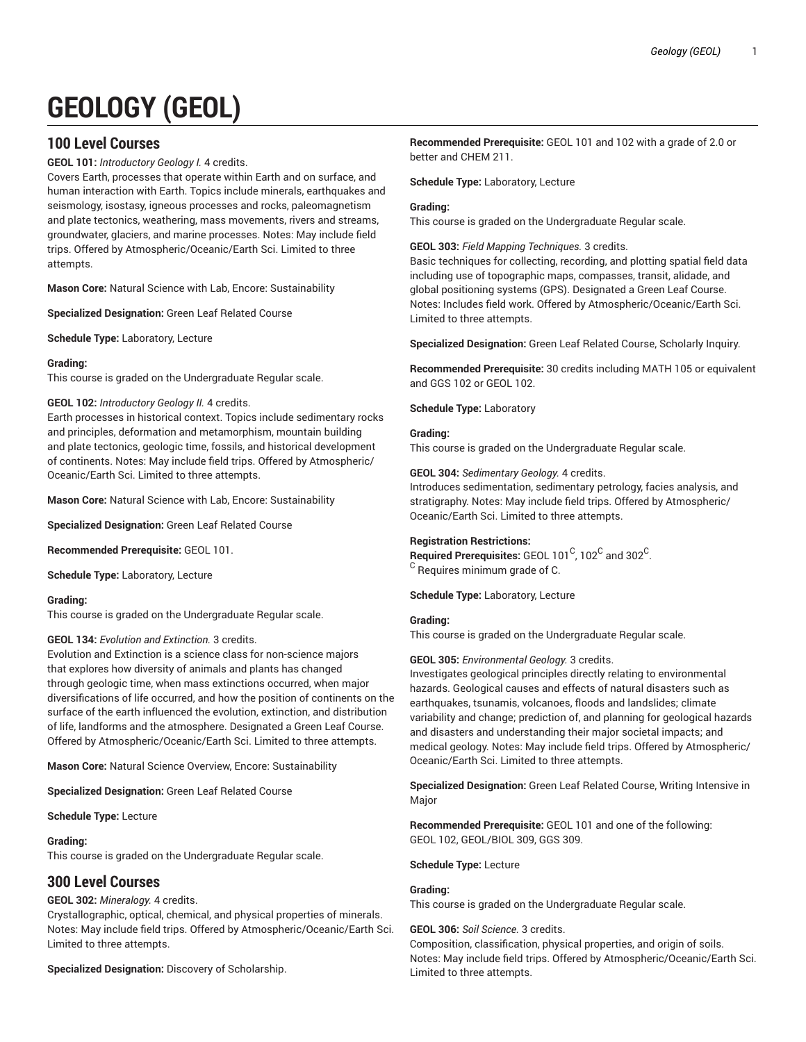# GEOLOGY (GEOL)

## 100 Level Courses

**GEOL 101:** *Introductory Geology I.* 4 credits.
Covers Earth, processes that operate within Earth and on surface, and human interaction with Earth. Topics include minerals, earthquakes and seismology, isostasy, igneous processes and rocks, paleomagnetism and plate tectonics, weathering, mass movements, rivers and streams, groundwater, glaciers, and marine processes. Notes: May include field trips. Offered by Atmospheric/Oceanic/Earth Sci. Limited to three attempts.

**Mason Core:** Natural Science with Lab, Encore: Sustainability

**Specialized Designation:** Green Leaf Related Course

**Schedule Type:** Laboratory, Lecture

**Grading:**
This course is graded on the Undergraduate Regular scale.

**GEOL 102:** *Introductory Geology II.* 4 credits.
Earth processes in historical context. Topics include sedimentary rocks and principles, deformation and metamorphism, mountain building and plate tectonics, geologic time, fossils, and historical development of continents. Notes: May include field trips. Offered by Atmospheric/Oceanic/Earth Sci. Limited to three attempts.

**Mason Core:** Natural Science with Lab, Encore: Sustainability

**Specialized Designation:** Green Leaf Related Course

**Recommended Prerequisite:** GEOL 101.

**Schedule Type:** Laboratory, Lecture

**Grading:**
This course is graded on the Undergraduate Regular scale.

**GEOL 134:** *Evolution and Extinction.* 3 credits.
Evolution and Extinction is a science class for non-science majors that explores how diversity of animals and plants has changed through geologic time, when mass extinctions occurred, when major diversifications of life occurred, and how the position of continents on the surface of the earth influenced the evolution, extinction, and distribution of life, landforms and the atmosphere. Designated a Green Leaf Course. Offered by Atmospheric/Oceanic/Earth Sci. Limited to three attempts.

**Mason Core:** Natural Science Overview, Encore: Sustainability

**Specialized Designation:** Green Leaf Related Course

**Schedule Type:** Lecture

**Grading:**
This course is graded on the Undergraduate Regular scale.

## 300 Level Courses

**GEOL 302:** *Mineralogy.* 4 credits.
Crystallographic, optical, chemical, and physical properties of minerals. Notes: May include field trips. Offered by Atmospheric/Oceanic/Earth Sci. Limited to three attempts.

**Specialized Designation:** Discovery of Scholarship.

**Recommended Prerequisite:** GEOL 101 and 102 with a grade of 2.0 or better and CHEM 211.

**Schedule Type:** Laboratory, Lecture

**Grading:**
This course is graded on the Undergraduate Regular scale.

**GEOL 303:** *Field Mapping Techniques.* 3 credits.
Basic techniques for collecting, recording, and plotting spatial field data including use of topographic maps, compasses, transit, alidade, and global positioning systems (GPS). Designated a Green Leaf Course. Notes: Includes field work. Offered by Atmospheric/Oceanic/Earth Sci. Limited to three attempts.

**Specialized Designation:** Green Leaf Related Course, Scholarly Inquiry.

**Recommended Prerequisite:** 30 credits including MATH 105 or equivalent and GGS 102 or GEOL 102.

**Schedule Type:** Laboratory

**Grading:**
This course is graded on the Undergraduate Regular scale.

**GEOL 304:** *Sedimentary Geology.* 4 credits.
Introduces sedimentation, sedimentary petrology, facies analysis, and stratigraphy. Notes: May include field trips. Offered by Atmospheric/Oceanic/Earth Sci. Limited to three attempts.

**Registration Restrictions:**
**Required Prerequisites:** GEOL 101[C], 102[C] and 302[C].
[C] Requires minimum grade of C.

**Schedule Type:** Laboratory, Lecture

**Grading:**
This course is graded on the Undergraduate Regular scale.

**GEOL 305:** *Environmental Geology.* 3 credits.
Investigates geological principles directly relating to environmental hazards. Geological causes and effects of natural disasters such as earthquakes, tsunamis, volcanoes, floods and landslides; climate variability and change; prediction of, and planning for geological hazards and disasters and understanding their major societal impacts; and medical geology. Notes: May include field trips. Offered by Atmospheric/Oceanic/Earth Sci. Limited to three attempts.

**Specialized Designation:** Green Leaf Related Course, Writing Intensive in Major

**Recommended Prerequisite:** GEOL 101 and one of the following: GEOL 102, GEOL/BIOL 309, GGS 309.

**Schedule Type:** Lecture

**Grading:**
This course is graded on the Undergraduate Regular scale.

**GEOL 306:** *Soil Science.* 3 credits.
Composition, classification, physical properties, and origin of soils. Notes: May include field trips. Offered by Atmospheric/Oceanic/Earth Sci. Limited to three attempts.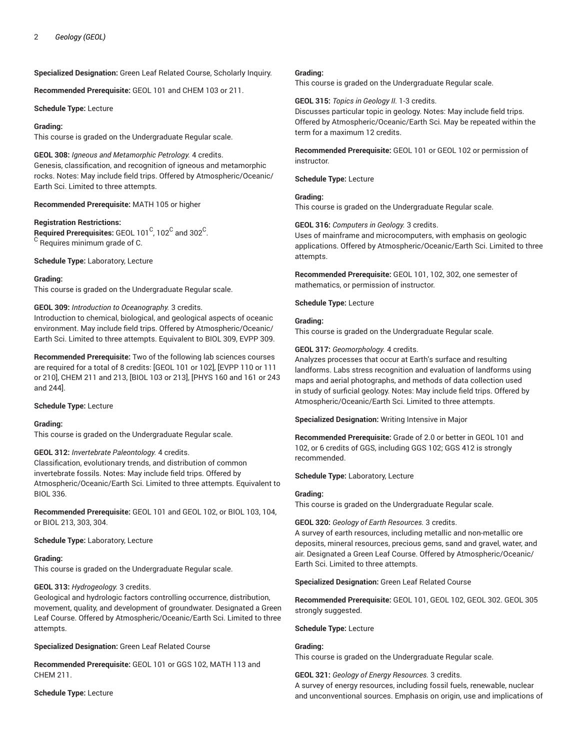**Specialized Designation:** Green Leaf Related Course, Scholarly Inquiry.

**Recommended Prerequisite:** GEOL 101 and CHEM 103 or 211.

**Schedule Type:** Lecture

**Grading:**
This course is graded on the Undergraduate Regular scale.

**GEOL 308:** *Igneous and Metamorphic Petrology.* 4 credits.
Genesis, classification, and recognition of igneous and metamorphic rocks. Notes: May include field trips. Offered by Atmospheric/Oceanic/Earth Sci. Limited to three attempts.

**Recommended Prerequisite:** MATH 105 or higher

**Registration Restrictions:**
**Required Prerequisites:** GEOL 101[C], 102[C] and 302[C].
[C] Requires minimum grade of C.

**Schedule Type:** Laboratory, Lecture

**Grading:**
This course is graded on the Undergraduate Regular scale.

**GEOL 309:** *Introduction to Oceanography.* 3 credits.
Introduction to chemical, biological, and geological aspects of oceanic environment. May include field trips. Offered by Atmospheric/Oceanic/Earth Sci. Limited to three attempts. Equivalent to BIOL 309, EVPP 309.

**Recommended Prerequisite:** Two of the following lab sciences courses are required for a total of 8 credits: [GEOL 101 or 102], [EVPP 110 or 111 or 210], CHEM 211 and 213, [BIOL 103 or 213], [PHYS 160 and 161 or 243 and 244].

**Schedule Type:** Lecture

**Grading:**
This course is graded on the Undergraduate Regular scale.

**GEOL 312:** *Invertebrate Paleontology.* 4 credits.
Classification, evolutionary trends, and distribution of common invertebrate fossils. Notes: May include field trips. Offered by Atmospheric/Oceanic/Earth Sci. Limited to three attempts. Equivalent to BIOL 336.

**Recommended Prerequisite:** GEOL 101 and GEOL 102, or BIOL 103, 104, or BIOL 213, 303, 304.

**Schedule Type:** Laboratory, Lecture

**Grading:**
This course is graded on the Undergraduate Regular scale.

**GEOL 313:** *Hydrogeology.* 3 credits.
Geological and hydrologic factors controlling occurrence, distribution, movement, quality, and development of groundwater. Designated a Green Leaf Course. Offered by Atmospheric/Oceanic/Earth Sci. Limited to three attempts.

**Specialized Designation:** Green Leaf Related Course

**Recommended Prerequisite:** GEOL 101 or GGS 102, MATH 113 and CHEM 211.

**Schedule Type:** Lecture

**Grading:**
This course is graded on the Undergraduate Regular scale.

**GEOL 315:** *Topics in Geology II.* 1-3 credits.
Discusses particular topic in geology. Notes: May include field trips. Offered by Atmospheric/Oceanic/Earth Sci. May be repeated within the term for a maximum 12 credits.

**Recommended Prerequisite:** GEOL 101 or GEOL 102 or permission of instructor.

**Schedule Type:** Lecture

**Grading:**
This course is graded on the Undergraduate Regular scale.

**GEOL 316:** *Computers in Geology.* 3 credits.
Uses of mainframe and microcomputers, with emphasis on geologic applications. Offered by Atmospheric/Oceanic/Earth Sci. Limited to three attempts.

**Recommended Prerequisite:** GEOL 101, 102, 302, one semester of mathematics, or permission of instructor.

**Schedule Type:** Lecture

**Grading:**
This course is graded on the Undergraduate Regular scale.

**GEOL 317:** *Geomorphology.* 4 credits.
Analyzes processes that occur at Earth's surface and resulting landforms. Labs stress recognition and evaluation of landforms using maps and aerial photographs, and methods of data collection used in study of surficial geology. Notes: May include field trips. Offered by Atmospheric/Oceanic/Earth Sci. Limited to three attempts.

**Specialized Designation:** Writing Intensive in Major

**Recommended Prerequisite:** Grade of 2.0 or better in GEOL 101 and 102, or 6 credits of GGS, including GGS 102; GGS 412 is strongly recommended.

**Schedule Type:** Laboratory, Lecture

**Grading:**
This course is graded on the Undergraduate Regular scale.

**GEOL 320:** *Geology of Earth Resources.* 3 credits.
A survey of earth resources, including metallic and non-metallic ore deposits, mineral resources, precious gems, sand and gravel, water, and air. Designated a Green Leaf Course. Offered by Atmospheric/Oceanic/Earth Sci. Limited to three attempts.

**Specialized Designation:** Green Leaf Related Course

**Recommended Prerequisite:** GEOL 101, GEOL 102, GEOL 302. GEOL 305 strongly suggested.

**Schedule Type:** Lecture

**Grading:**
This course is graded on the Undergraduate Regular scale.

**GEOL 321:** *Geology of Energy Resources.* 3 credits.
A survey of energy resources, including fossil fuels, renewable, nuclear and unconventional sources. Emphasis on origin, use and implications of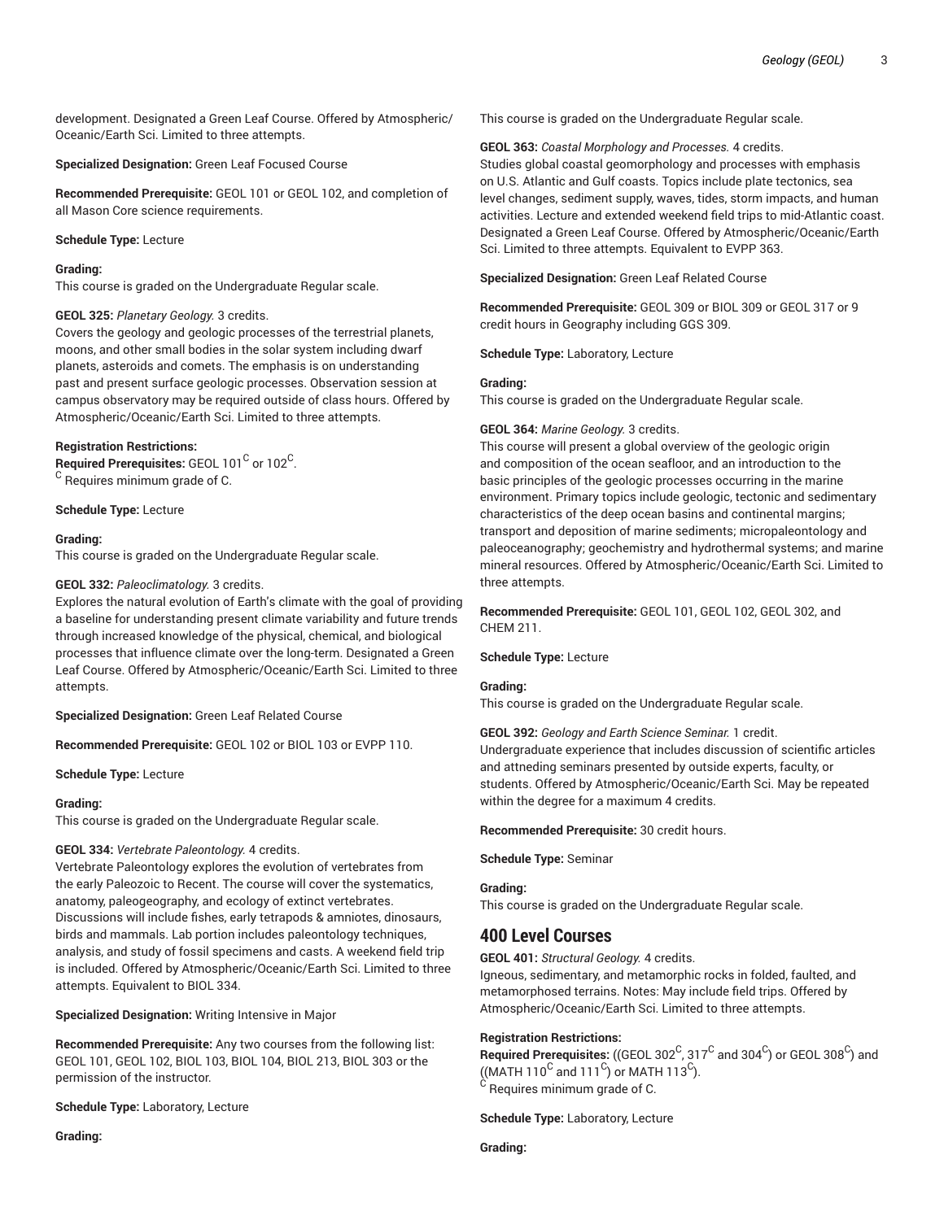development. Designated a Green Leaf Course. Offered by Atmospheric/Oceanic/Earth Sci. Limited to three attempts.

**Specialized Designation:** Green Leaf Focused Course

**Recommended Prerequisite:** GEOL 101 or GEOL 102, and completion of all Mason Core science requirements.

**Schedule Type:** Lecture

**Grading:**
This course is graded on the Undergraduate Regular scale.

**GEOL 325:** *Planetary Geology.* 3 credits.
Covers the geology and geologic processes of the terrestrial planets, moons, and other small bodies in the solar system including dwarf planets, asteroids and comets. The emphasis is on understanding past and present surface geologic processes. Observation session at campus observatory may be required outside of class hours. Offered by Atmospheric/Oceanic/Earth Sci. Limited to three attempts.

**Registration Restrictions:**
**Required Prerequisites:** GEOL 101[C] or 102[C].
[C] Requires minimum grade of C.

**Schedule Type:** Lecture

**Grading:**
This course is graded on the Undergraduate Regular scale.

**GEOL 332:** *Paleoclimatology.* 3 credits.
Explores the natural evolution of Earth's climate with the goal of providing a baseline for understanding present climate variability and future trends through increased knowledge of the physical, chemical, and biological processes that influence climate over the long-term. Designated a Green Leaf Course. Offered by Atmospheric/Oceanic/Earth Sci. Limited to three attempts.

**Specialized Designation:** Green Leaf Related Course

**Recommended Prerequisite:** GEOL 102 or BIOL 103 or EVPP 110.

**Schedule Type:** Lecture

**Grading:**
This course is graded on the Undergraduate Regular scale.

**GEOL 334:** *Vertebrate Paleontology.* 4 credits.
Vertebrate Paleontology explores the evolution of vertebrates from the early Paleozoic to Recent. The course will cover the systematics, anatomy, paleogeography, and ecology of extinct vertebrates. Discussions will include fishes, early tetrapods & amniotes, dinosaurs, birds and mammals. Lab portion includes paleontology techniques, analysis, and study of fossil specimens and casts. A weekend field trip is included. Offered by Atmospheric/Oceanic/Earth Sci. Limited to three attempts. Equivalent to BIOL 334.

**Specialized Designation:** Writing Intensive in Major

**Recommended Prerequisite:** Any two courses from the following list: GEOL 101, GEOL 102, BIOL 103, BIOL 104, BIOL 213, BIOL 303 or the permission of the instructor.

**Schedule Type:** Laboratory, Lecture

**Grading:**
This course is graded on the Undergraduate Regular scale.

**GEOL 363:** *Coastal Morphology and Processes.* 4 credits.
Studies global coastal geomorphology and processes with emphasis on U.S. Atlantic and Gulf coasts. Topics include plate tectonics, sea level changes, sediment supply, waves, tides, storm impacts, and human activities. Lecture and extended weekend field trips to mid-Atlantic coast. Designated a Green Leaf Course. Offered by Atmospheric/Oceanic/Earth Sci. Limited to three attempts. Equivalent to EVPP 363.

**Specialized Designation:** Green Leaf Related Course

**Recommended Prerequisite:** GEOL 309 or BIOL 309 or GEOL 317 or 9 credit hours in Geography including GGS 309.

**Schedule Type:** Laboratory, Lecture

**Grading:**
This course is graded on the Undergraduate Regular scale.

**GEOL 364:** *Marine Geology.* 3 credits.
This course will present a global overview of the geologic origin and composition of the ocean seafloor, and an introduction to the basic principles of the geologic processes occurring in the marine environment. Primary topics include geologic, tectonic and sedimentary characteristics of the deep ocean basins and continental margins; transport and deposition of marine sediments; micropaleontology and paleoceanography; geochemistry and hydrothermal systems; and marine mineral resources. Offered by Atmospheric/Oceanic/Earth Sci. Limited to three attempts.

**Recommended Prerequisite:** GEOL 101, GEOL 102, GEOL 302, and CHEM 211.

**Schedule Type:** Lecture

**Grading:**
This course is graded on the Undergraduate Regular scale.

**GEOL 392:** *Geology and Earth Science Seminar.* 1 credit.
Undergraduate experience that includes discussion of scientific articles and attneding seminars presented by outside experts, faculty, or students. Offered by Atmospheric/Oceanic/Earth Sci. May be repeated within the degree for a maximum 4 credits.

**Recommended Prerequisite:** 30 credit hours.

**Schedule Type:** Seminar

**Grading:**
This course is graded on the Undergraduate Regular scale.

## 400 Level Courses

**GEOL 401:** *Structural Geology.* 4 credits.
Igneous, sedimentary, and metamorphic rocks in folded, faulted, and metamorphosed terrains. Notes: May include field trips. Offered by Atmospheric/Oceanic/Earth Sci. Limited to three attempts.

**Registration Restrictions:**
**Required Prerequisites:** ((GEOL 302[C], 317[C] and 304[C]) or GEOL 308[C]) and ((MATH 110[C] and 111[C]) or MATH 113[C]).
[C] Requires minimum grade of C.

**Schedule Type:** Laboratory, Lecture

**Grading:**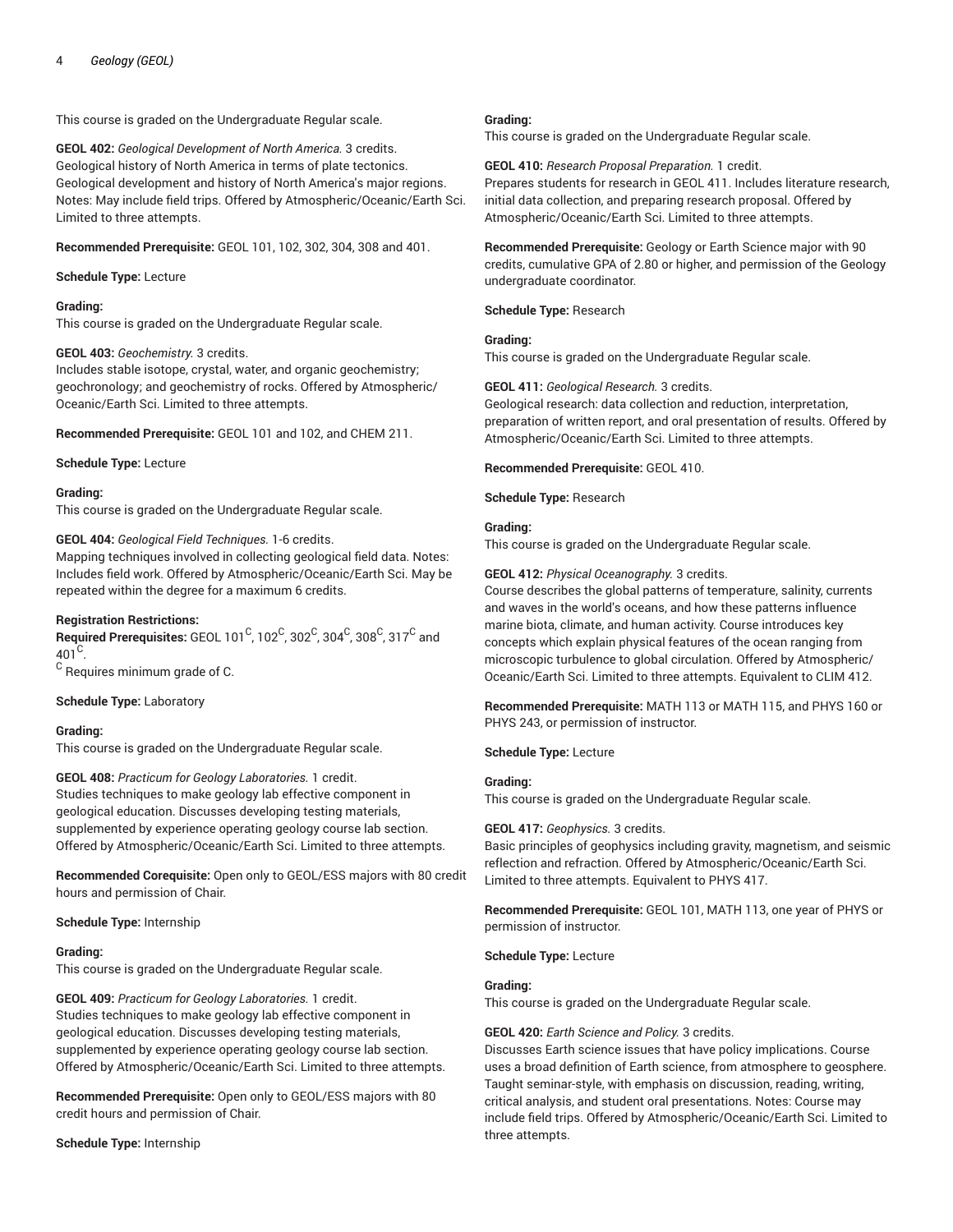This course is graded on the Undergraduate Regular scale.

**GEOL 402:** *Geological Development of North America.* 3 credits.
Geological history of North America in terms of plate tectonics. Geological development and history of North America's major regions. Notes: May include field trips. Offered by Atmospheric/Oceanic/Earth Sci. Limited to three attempts.

**Recommended Prerequisite:** GEOL 101, 102, 302, 304, 308 and 401.

**Schedule Type:** Lecture

**Grading:**
This course is graded on the Undergraduate Regular scale.

**GEOL 403:** *Geochemistry.* 3 credits.
Includes stable isotope, crystal, water, and organic geochemistry; geochronology; and geochemistry of rocks. Offered by Atmospheric/Oceanic/Earth Sci. Limited to three attempts.

**Recommended Prerequisite:** GEOL 101 and 102, and CHEM 211.

**Schedule Type:** Lecture

**Grading:**
This course is graded on the Undergraduate Regular scale.

**GEOL 404:** *Geological Field Techniques.* 1-6 credits.
Mapping techniques involved in collecting geological field data. Notes: Includes field work. Offered by Atmospheric/Oceanic/Earth Sci. May be repeated within the degree for a maximum 6 credits.

**Registration Restrictions:**
**Required Prerequisites:** GEOL 101[C], 102[C], 302[C], 304[C], 308[C], 317[C] and 401[C].
[C] Requires minimum grade of C.

**Schedule Type:** Laboratory

**Grading:**
This course is graded on the Undergraduate Regular scale.

**GEOL 408:** *Practicum for Geology Laboratories.* 1 credit.
Studies techniques to make geology lab effective component in geological education. Discusses developing testing materials, supplemented by experience operating geology course lab section. Offered by Atmospheric/Oceanic/Earth Sci. Limited to three attempts.

**Recommended Corequisite:** Open only to GEOL/ESS majors with 80 credit hours and permission of Chair.

**Schedule Type:** Internship

**Grading:**
This course is graded on the Undergraduate Regular scale.

**GEOL 409:** *Practicum for Geology Laboratories.* 1 credit.
Studies techniques to make geology lab effective component in geological education. Discusses developing testing materials, supplemented by experience operating geology course lab section. Offered by Atmospheric/Oceanic/Earth Sci. Limited to three attempts.

**Recommended Prerequisite:** Open only to GEOL/ESS majors with 80 credit hours and permission of Chair.

**Schedule Type:** Internship

**Grading:**
This course is graded on the Undergraduate Regular scale.

**GEOL 410:** *Research Proposal Preparation.* 1 credit.
Prepares students for research in GEOL 411. Includes literature research, initial data collection, and preparing research proposal. Offered by Atmospheric/Oceanic/Earth Sci. Limited to three attempts.

**Recommended Prerequisite:** Geology or Earth Science major with 90 credits, cumulative GPA of 2.80 or higher, and permission of the Geology undergraduate coordinator.

**Schedule Type:** Research

**Grading:**
This course is graded on the Undergraduate Regular scale.

**GEOL 411:** *Geological Research.* 3 credits.
Geological research: data collection and reduction, interpretation, preparation of written report, and oral presentation of results. Offered by Atmospheric/Oceanic/Earth Sci. Limited to three attempts.

**Recommended Prerequisite:** GEOL 410.

**Schedule Type:** Research

**Grading:**
This course is graded on the Undergraduate Regular scale.

**GEOL 412:** *Physical Oceanography.* 3 credits.
Course describes the global patterns of temperature, salinity, currents and waves in the world's oceans, and how these patterns influence marine biota, climate, and human activity. Course introduces key concepts which explain physical features of the ocean ranging from microscopic turbulence to global circulation. Offered by Atmospheric/Oceanic/Earth Sci. Limited to three attempts. Equivalent to CLIM 412.

**Recommended Prerequisite:** MATH 113 or MATH 115, and PHYS 160 or PHYS 243, or permission of instructor.

**Schedule Type:** Lecture

**Grading:**
This course is graded on the Undergraduate Regular scale.

**GEOL 417:** *Geophysics.* 3 credits.
Basic principles of geophysics including gravity, magnetism, and seismic reflection and refraction. Offered by Atmospheric/Oceanic/Earth Sci. Limited to three attempts. Equivalent to PHYS 417.

**Recommended Prerequisite:** GEOL 101, MATH 113, one year of PHYS or permission of instructor.

**Schedule Type:** Lecture

**Grading:**
This course is graded on the Undergraduate Regular scale.

**GEOL 420:** *Earth Science and Policy.* 3 credits.
Discusses Earth science issues that have policy implications. Course uses a broad definition of Earth science, from atmosphere to geosphere. Taught seminar-style, with emphasis on discussion, reading, writing, critical analysis, and student oral presentations. Notes: Course may include field trips. Offered by Atmospheric/Oceanic/Earth Sci. Limited to three attempts.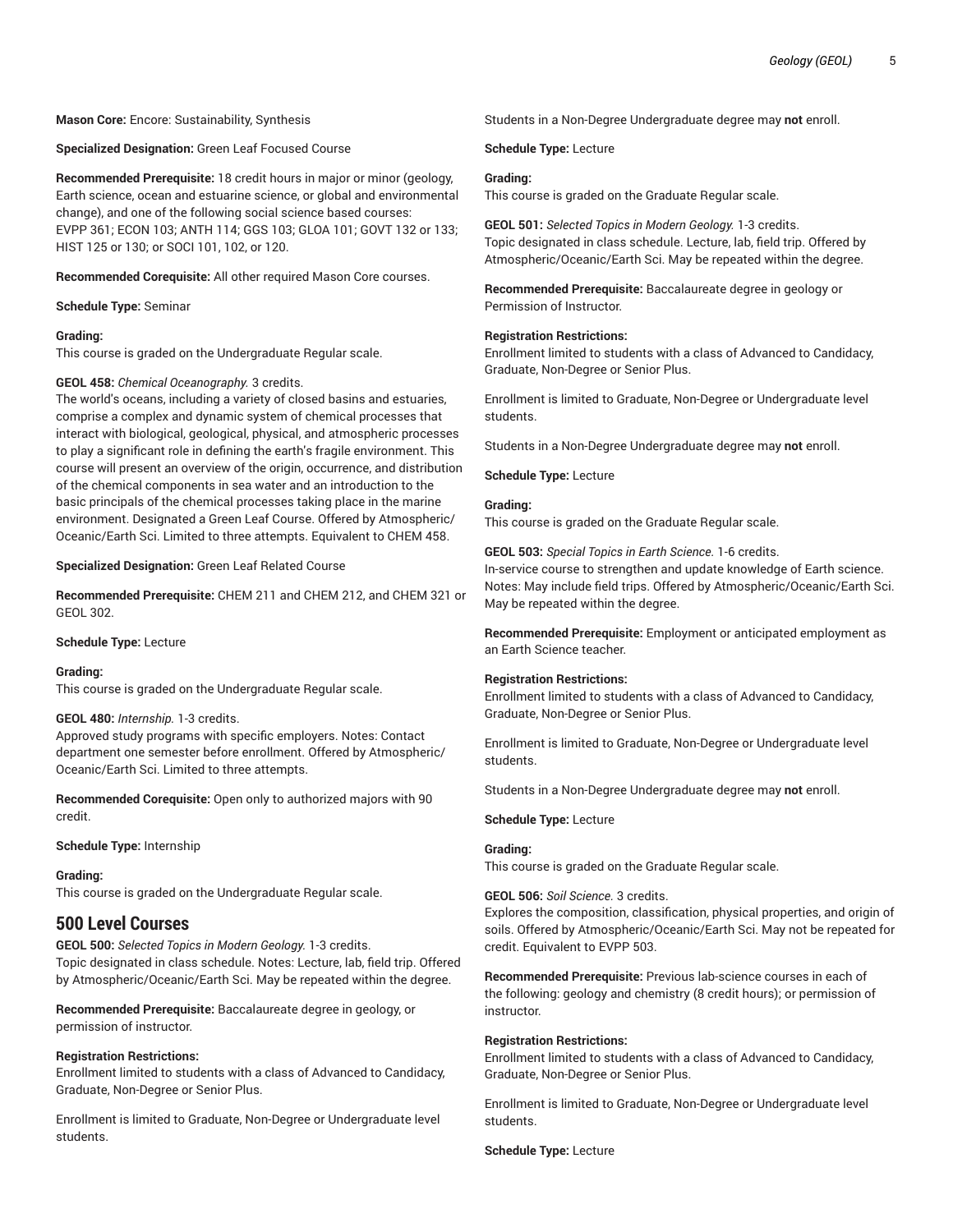**Mason Core:** Encore: Sustainability, Synthesis

**Specialized Designation:** Green Leaf Focused Course

**Recommended Prerequisite:** 18 credit hours in major or minor (geology, Earth science, ocean and estuarine science, or global and environmental change), and one of the following social science based courses: EVPP 361; ECON 103; ANTH 114; GGS 103; GLOA 101; GOVT 132 or 133; HIST 125 or 130; or SOCI 101, 102, or 120.

**Recommended Corequisite:** All other required Mason Core courses.

**Schedule Type:** Seminar

**Grading:**
This course is graded on the Undergraduate Regular scale.

**GEOL 458:** *Chemical Oceanography.* 3 credits.
The world's oceans, including a variety of closed basins and estuaries, comprise a complex and dynamic system of chemical processes that interact with biological, geological, physical, and atmospheric processes to play a significant role in defining the earth's fragile environment. This course will present an overview of the origin, occurrence, and distribution of the chemical components in sea water and an introduction to the basic principals of the chemical processes taking place in the marine environment. Designated a Green Leaf Course. Offered by Atmospheric/Oceanic/Earth Sci. Limited to three attempts. Equivalent to CHEM 458.

**Specialized Designation:** Green Leaf Related Course

**Recommended Prerequisite:** CHEM 211 and CHEM 212, and CHEM 321 or GEOL 302.

**Schedule Type:** Lecture

**Grading:**
This course is graded on the Undergraduate Regular scale.

**GEOL 480:** *Internship.* 1-3 credits.
Approved study programs with specific employers. Notes: Contact department one semester before enrollment. Offered by Atmospheric/Oceanic/Earth Sci. Limited to three attempts.

**Recommended Corequisite:** Open only to authorized majors with 90 credit.

**Schedule Type:** Internship

**Grading:**
This course is graded on the Undergraduate Regular scale.

## 500 Level Courses

**GEOL 500:** *Selected Topics in Modern Geology.* 1-3 credits.
Topic designated in class schedule. Notes: Lecture, lab, field trip. Offered by Atmospheric/Oceanic/Earth Sci. May be repeated within the degree.

**Recommended Prerequisite:** Baccalaureate degree in geology, or permission of instructor.

**Registration Restrictions:**
Enrollment limited to students with a class of Advanced to Candidacy, Graduate, Non-Degree or Senior Plus.

Enrollment is limited to Graduate, Non-Degree or Undergraduate level students.

Students in a Non-Degree Undergraduate degree may **not** enroll.

**Schedule Type:** Lecture

**Grading:**
This course is graded on the Graduate Regular scale.

**GEOL 501:** *Selected Topics in Modern Geology.* 1-3 credits.
Topic designated in class schedule. Lecture, lab, field trip. Offered by Atmospheric/Oceanic/Earth Sci. May be repeated within the degree.

**Recommended Prerequisite:** Baccalaureate degree in geology or Permission of Instructor.

**Registration Restrictions:**
Enrollment limited to students with a class of Advanced to Candidacy, Graduate, Non-Degree or Senior Plus.

Enrollment is limited to Graduate, Non-Degree or Undergraduate level students.

Students in a Non-Degree Undergraduate degree may **not** enroll.

**Schedule Type:** Lecture

**Grading:**
This course is graded on the Graduate Regular scale.

**GEOL 503:** *Special Topics in Earth Science.* 1-6 credits.
In-service course to strengthen and update knowledge of Earth science. Notes: May include field trips. Offered by Atmospheric/Oceanic/Earth Sci. May be repeated within the degree.

**Recommended Prerequisite:** Employment or anticipated employment as an Earth Science teacher.

**Registration Restrictions:**
Enrollment limited to students with a class of Advanced to Candidacy, Graduate, Non-Degree or Senior Plus.

Enrollment is limited to Graduate, Non-Degree or Undergraduate level students.

Students in a Non-Degree Undergraduate degree may **not** enroll.

**Schedule Type:** Lecture

**Grading:**
This course is graded on the Graduate Regular scale.

**GEOL 506:** *Soil Science.* 3 credits.
Explores the composition, classification, physical properties, and origin of soils. Offered by Atmospheric/Oceanic/Earth Sci. May not be repeated for credit. Equivalent to EVPP 503.

**Recommended Prerequisite:** Previous lab-science courses in each of the following: geology and chemistry (8 credit hours); or permission of instructor.

**Registration Restrictions:**
Enrollment limited to students with a class of Advanced to Candidacy, Graduate, Non-Degree or Senior Plus.

Enrollment is limited to Graduate, Non-Degree or Undergraduate level students.

**Schedule Type:** Lecture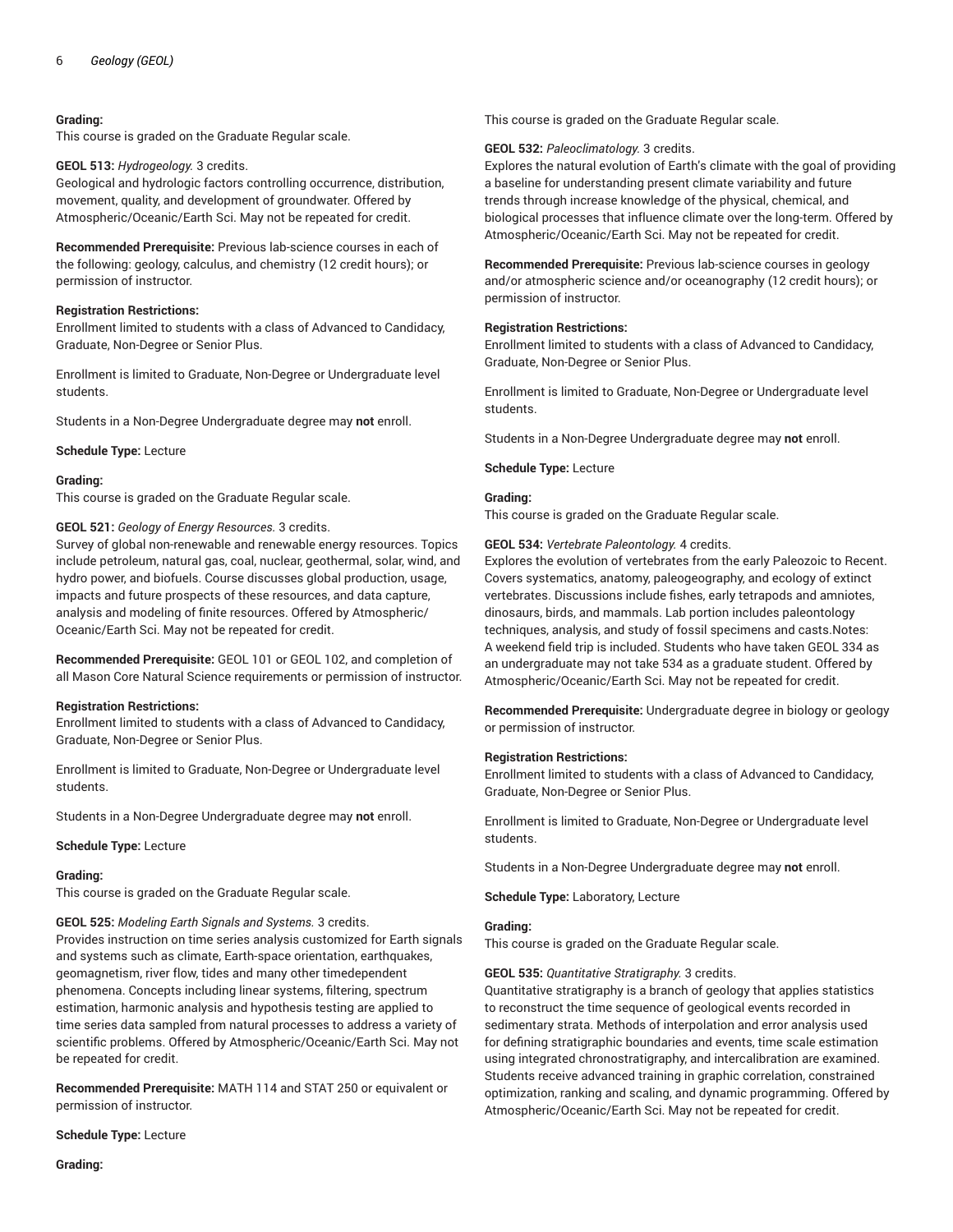**Grading:**
This course is graded on the Graduate Regular scale.

**GEOL 513:** *Hydrogeology.* 3 credits.
Geological and hydrologic factors controlling occurrence, distribution, movement, quality, and development of groundwater. Offered by Atmospheric/Oceanic/Earth Sci. May not be repeated for credit.

**Recommended Prerequisite:** Previous lab-science courses in each of the following: geology, calculus, and chemistry (12 credit hours); or permission of instructor.

**Registration Restrictions:**
Enrollment limited to students with a class of Advanced to Candidacy, Graduate, Non-Degree or Senior Plus.

Enrollment is limited to Graduate, Non-Degree or Undergraduate level students.

Students in a Non-Degree Undergraduate degree may **not** enroll.

**Schedule Type:** Lecture

**Grading:**
This course is graded on the Graduate Regular scale.

**GEOL 521:** *Geology of Energy Resources.* 3 credits.
Survey of global non-renewable and renewable energy resources. Topics include petroleum, natural gas, coal, nuclear, geothermal, solar, wind, and hydro power, and biofuels. Course discusses global production, usage, impacts and future prospects of these resources, and data capture, analysis and modeling of finite resources. Offered by Atmospheric/Oceanic/Earth Sci. May not be repeated for credit.

**Recommended Prerequisite:** GEOL 101 or GEOL 102, and completion of all Mason Core Natural Science requirements or permission of instructor.

**Registration Restrictions:**
Enrollment limited to students with a class of Advanced to Candidacy, Graduate, Non-Degree or Senior Plus.

Enrollment is limited to Graduate, Non-Degree or Undergraduate level students.

Students in a Non-Degree Undergraduate degree may **not** enroll.

**Schedule Type:** Lecture

**Grading:**
This course is graded on the Graduate Regular scale.

**GEOL 525:** *Modeling Earth Signals and Systems.* 3 credits.
Provides instruction on time series analysis customized for Earth signals and systems such as climate, Earth-space orientation, earthquakes, geomagnetism, river flow, tides and many other timedependent phenomena. Concepts including linear systems, filtering, spectrum estimation, harmonic analysis and hypothesis testing are applied to time series data sampled from natural processes to address a variety of scientific problems. Offered by Atmospheric/Oceanic/Earth Sci. May not be repeated for credit.

**Recommended Prerequisite:** MATH 114 and STAT 250 or equivalent or permission of instructor.

**Schedule Type:** Lecture

**Grading:**
This course is graded on the Graduate Regular scale.

**GEOL 532:** *Paleoclimatology.* 3 credits.
Explores the natural evolution of Earth's climate with the goal of providing a baseline for understanding present climate variability and future trends through increase knowledge of the physical, chemical, and biological processes that influence climate over the long-term. Offered by Atmospheric/Oceanic/Earth Sci. May not be repeated for credit.

**Recommended Prerequisite:** Previous lab-science courses in geology and/or atmospheric science and/or oceanography (12 credit hours); or permission of instructor.

**Registration Restrictions:**
Enrollment limited to students with a class of Advanced to Candidacy, Graduate, Non-Degree or Senior Plus.

Enrollment is limited to Graduate, Non-Degree or Undergraduate level students.

Students in a Non-Degree Undergraduate degree may **not** enroll.

**Schedule Type:** Lecture

**Grading:**
This course is graded on the Graduate Regular scale.

**GEOL 534:** *Vertebrate Paleontology.* 4 credits.
Explores the evolution of vertebrates from the early Paleozoic to Recent. Covers systematics, anatomy, paleogeography, and ecology of extinct vertebrates. Discussions include fishes, early tetrapods and amniotes, dinosaurs, birds, and mammals. Lab portion includes paleontology techniques, analysis, and study of fossil specimens and casts.Notes: A weekend field trip is included. Students who have taken GEOL 334 as an undergraduate may not take 534 as a graduate student. Offered by Atmospheric/Oceanic/Earth Sci. May not be repeated for credit.

**Recommended Prerequisite:** Undergraduate degree in biology or geology or permission of instructor.

**Registration Restrictions:**
Enrollment limited to students with a class of Advanced to Candidacy, Graduate, Non-Degree or Senior Plus.

Enrollment is limited to Graduate, Non-Degree or Undergraduate level students.

Students in a Non-Degree Undergraduate degree may **not** enroll.

**Schedule Type:** Laboratory, Lecture

**Grading:**
This course is graded on the Graduate Regular scale.

**GEOL 535:** *Quantitative Stratigraphy.* 3 credits.
Quantitative stratigraphy is a branch of geology that applies statistics to reconstruct the time sequence of geological events recorded in sedimentary strata. Methods of interpolation and error analysis used for defining stratigraphic boundaries and events, time scale estimation using integrated chronostratigraphy, and intercalibration are examined. Students receive advanced training in graphic correlation, constrained optimization, ranking and scaling, and dynamic programming. Offered by Atmospheric/Oceanic/Earth Sci. May not be repeated for credit.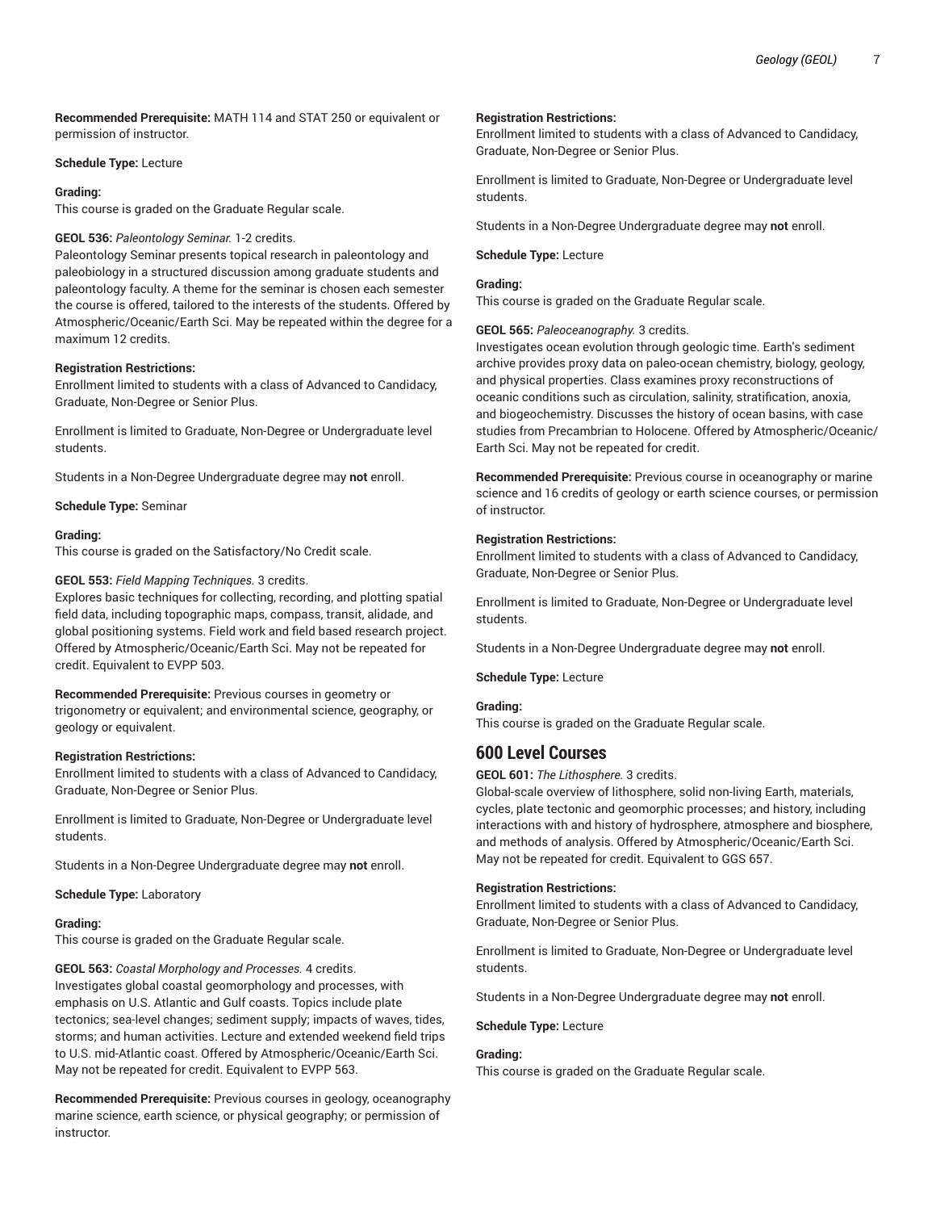**Recommended Prerequisite:** MATH 114 and STAT 250 or equivalent or permission of instructor.

**Schedule Type:** Lecture

**Grading:**
This course is graded on the Graduate Regular scale.

**GEOL 536:** *Paleontology Seminar.* 1-2 credits.
Paleontology Seminar presents topical research in paleontology and paleobiology in a structured discussion among graduate students and paleontology faculty. A theme for the seminar is chosen each semester the course is offered, tailored to the interests of the students. Offered by Atmospheric/Oceanic/Earth Sci. May be repeated within the degree for a maximum 12 credits.

**Registration Restrictions:**
Enrollment limited to students with a class of Advanced to Candidacy, Graduate, Non-Degree or Senior Plus.

Enrollment is limited to Graduate, Non-Degree or Undergraduate level students.

Students in a Non-Degree Undergraduate degree may **not** enroll.

**Schedule Type:** Seminar

**Grading:**
This course is graded on the Satisfactory/No Credit scale.

**GEOL 553:** *Field Mapping Techniques.* 3 credits.
Explores basic techniques for collecting, recording, and plotting spatial field data, including topographic maps, compass, transit, alidade, and global positioning systems. Field work and field based research project. Offered by Atmospheric/Oceanic/Earth Sci. May not be repeated for credit. Equivalent to EVPP 503.

**Recommended Prerequisite:** Previous courses in geometry or trigonometry or equivalent; and environmental science, geography, or geology or equivalent.

**Registration Restrictions:**
Enrollment limited to students with a class of Advanced to Candidacy, Graduate, Non-Degree or Senior Plus.

Enrollment is limited to Graduate, Non-Degree or Undergraduate level students.

Students in a Non-Degree Undergraduate degree may **not** enroll.

**Schedule Type:** Laboratory

**Grading:**
This course is graded on the Graduate Regular scale.

**GEOL 563:** *Coastal Morphology and Processes.* 4 credits.
Investigates global coastal geomorphology and processes, with emphasis on U.S. Atlantic and Gulf coasts. Topics include plate tectonics; sea-level changes; sediment supply; impacts of waves, tides, storms; and human activities. Lecture and extended weekend field trips to U.S. mid-Atlantic coast. Offered by Atmospheric/Oceanic/Earth Sci. May not be repeated for credit. Equivalent to EVPP 563.

**Recommended Prerequisite:** Previous courses in geology, oceanography marine science, earth science, or physical geography; or permission of instructor.

**Registration Restrictions:**
Enrollment limited to students with a class of Advanced to Candidacy, Graduate, Non-Degree or Senior Plus.

Enrollment is limited to Graduate, Non-Degree or Undergraduate level students.

Students in a Non-Degree Undergraduate degree may **not** enroll.

**Schedule Type:** Lecture

**Grading:**
This course is graded on the Graduate Regular scale.

**GEOL 565:** *Paleoceanography.* 3 credits.
Investigates ocean evolution through geologic time. Earth's sediment archive provides proxy data on paleo-ocean chemistry, biology, geology, and physical properties. Class examines proxy reconstructions of oceanic conditions such as circulation, salinity, stratification, anoxia, and biogeochemistry. Discusses the history of ocean basins, with case studies from Precambrian to Holocene. Offered by Atmospheric/Oceanic/Earth Sci. May not be repeated for credit.

**Recommended Prerequisite:** Previous course in oceanography or marine science and 16 credits of geology or earth science courses, or permission of instructor.

**Registration Restrictions:**
Enrollment limited to students with a class of Advanced to Candidacy, Graduate, Non-Degree or Senior Plus.

Enrollment is limited to Graduate, Non-Degree or Undergraduate level students.

Students in a Non-Degree Undergraduate degree may **not** enroll.

**Schedule Type:** Lecture

**Grading:**
This course is graded on the Graduate Regular scale.

## 600 Level Courses

**GEOL 601:** *The Lithosphere.* 3 credits.
Global-scale overview of lithosphere, solid non-living Earth, materials, cycles, plate tectonic and geomorphic processes; and history, including interactions with and history of hydrosphere, atmosphere and biosphere, and methods of analysis. Offered by Atmospheric/Oceanic/Earth Sci. May not be repeated for credit. Equivalent to GGS 657.

**Registration Restrictions:**
Enrollment limited to students with a class of Advanced to Candidacy, Graduate, Non-Degree or Senior Plus.

Enrollment is limited to Graduate, Non-Degree or Undergraduate level students.

Students in a Non-Degree Undergraduate degree may **not** enroll.

**Schedule Type:** Lecture

**Grading:**
This course is graded on the Graduate Regular scale.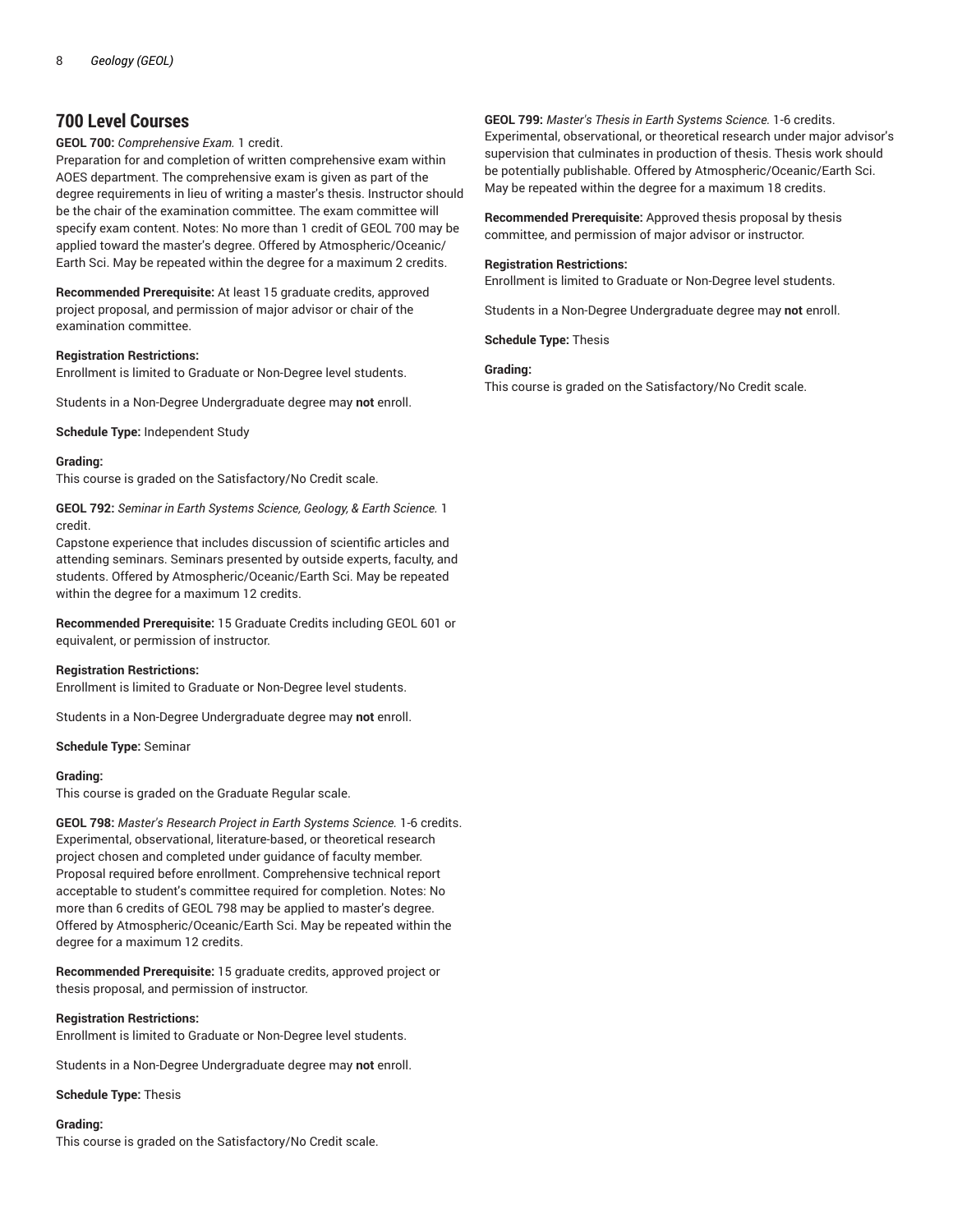## 700 Level Courses

**GEOL 700:** *Comprehensive Exam.* 1 credit.
Preparation for and completion of written comprehensive exam within AOES department. The comprehensive exam is given as part of the degree requirements in lieu of writing a master's thesis. Instructor should be the chair of the examination committee. The exam committee will specify exam content. Notes: No more than 1 credit of GEOL 700 may be applied toward the master's degree. Offered by Atmospheric/Oceanic/Earth Sci. May be repeated within the degree for a maximum 2 credits.

**Recommended Prerequisite:** At least 15 graduate credits, approved project proposal, and permission of major advisor or chair of the examination committee.

**Registration Restrictions:**
Enrollment is limited to Graduate or Non-Degree level students.

Students in a Non-Degree Undergraduate degree may **not** enroll.

**Schedule Type:** Independent Study

**Grading:**
This course is graded on the Satisfactory/No Credit scale.

**GEOL 792:** *Seminar in Earth Systems Science, Geology, & Earth Science.* 1 credit.
Capstone experience that includes discussion of scientific articles and attending seminars. Seminars presented by outside experts, faculty, and students. Offered by Atmospheric/Oceanic/Earth Sci. May be repeated within the degree for a maximum 12 credits.

**Recommended Prerequisite:** 15 Graduate Credits including GEOL 601 or equivalent, or permission of instructor.

**Registration Restrictions:**
Enrollment is limited to Graduate or Non-Degree level students.

Students in a Non-Degree Undergraduate degree may **not** enroll.

**Schedule Type:** Seminar

**Grading:**
This course is graded on the Graduate Regular scale.

**GEOL 798:** *Master's Research Project in Earth Systems Science.* 1-6 credits.
Experimental, observational, literature-based, or theoretical research project chosen and completed under guidance of faculty member. Proposal required before enrollment. Comprehensive technical report acceptable to student's committee required for completion. Notes: No more than 6 credits of GEOL 798 may be applied to master's degree. Offered by Atmospheric/Oceanic/Earth Sci. May be repeated within the degree for a maximum 12 credits.

**Recommended Prerequisite:** 15 graduate credits, approved project or thesis proposal, and permission of instructor.

**Registration Restrictions:**
Enrollment is limited to Graduate or Non-Degree level students.

Students in a Non-Degree Undergraduate degree may **not** enroll.

**Schedule Type:** Thesis

**Grading:**
This course is graded on the Satisfactory/No Credit scale.

**GEOL 799:** *Master's Thesis in Earth Systems Science.* 1-6 credits.
Experimental, observational, or theoretical research under major advisor's supervision that culminates in production of thesis. Thesis work should be potentially publishable. Offered by Atmospheric/Oceanic/Earth Sci. May be repeated within the degree for a maximum 18 credits.

**Recommended Prerequisite:** Approved thesis proposal by thesis committee, and permission of major advisor or instructor.

**Registration Restrictions:**
Enrollment is limited to Graduate or Non-Degree level students.

Students in a Non-Degree Undergraduate degree may **not** enroll.

**Schedule Type:** Thesis

**Grading:**
This course is graded on the Satisfactory/No Credit scale.